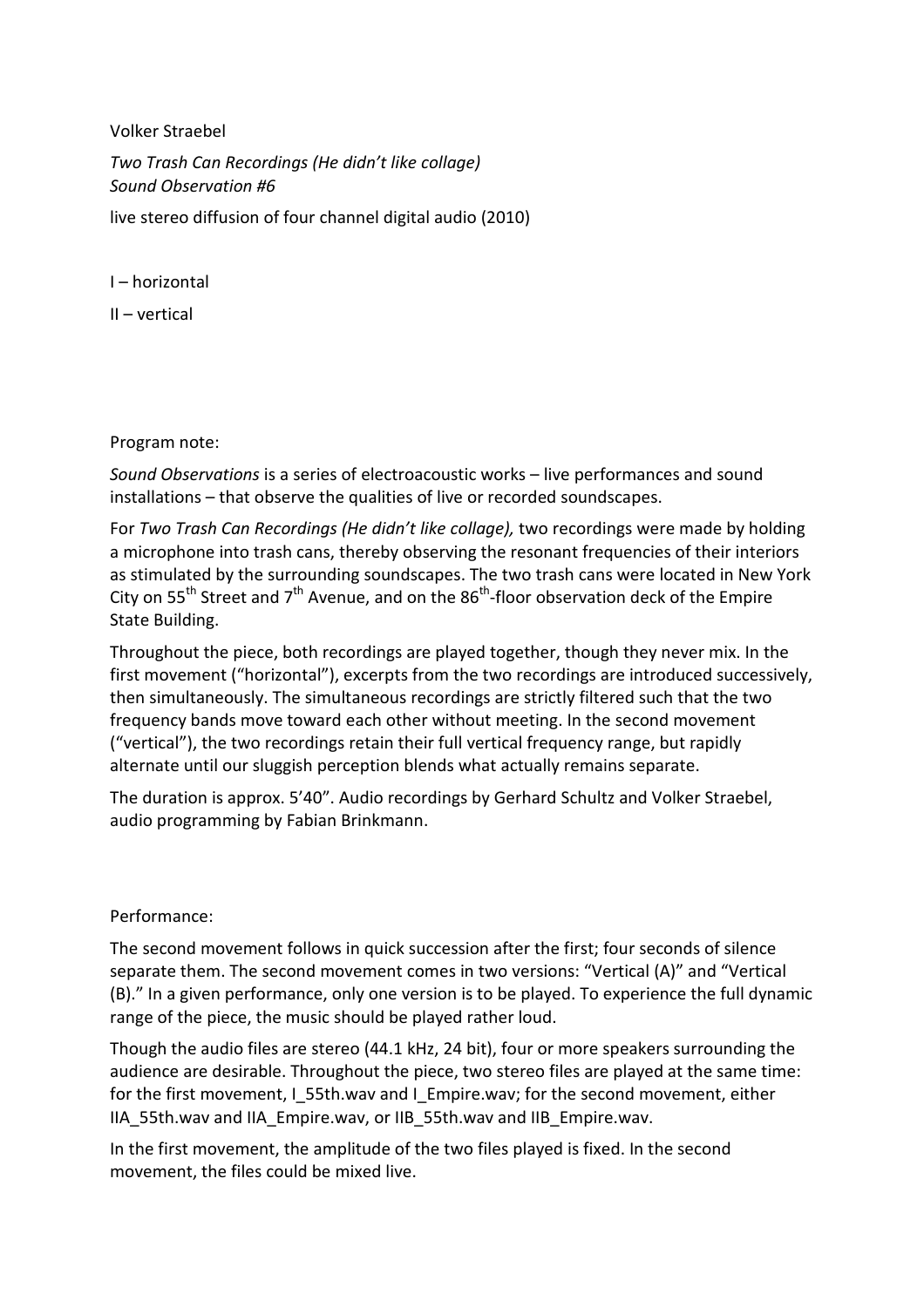Volker Straebel

*Two Trash Can Recordings (He didn't like collage)*
*Sound Observation #6*

live stereo diffusion of four channel digital audio (2010)

I – horizontal

II – vertical

Program note:

*Sound Observations* is a series of electroacoustic works – live performances and sound installations – that observe the qualities of live or recorded soundscapes.

For *Two Trash Can Recordings (He didn't like collage),* two recordings were made by holding a microphone into trash cans, thereby observing the resonant frequencies of their interiors as stimulated by the surrounding soundscapes. The two trash cans were located in New York City on 55th Street and 7th Avenue, and on the 86th-floor observation deck of the Empire State Building.

Throughout the piece, both recordings are played together, though they never mix. In the first movement ("horizontal"), excerpts from the two recordings are introduced successively, then simultaneously. The simultaneous recordings are strictly filtered such that the two frequency bands move toward each other without meeting. In the second movement ("vertical"), the two recordings retain their full vertical frequency range, but rapidly alternate until our sluggish perception blends what actually remains separate.

The duration is approx. 5'40". Audio recordings by Gerhard Schultz and Volker Straebel, audio programming by Fabian Brinkmann.

Performance:

The second movement follows in quick succession after the first; four seconds of silence separate them. The second movement comes in two versions: "Vertical (A)" and "Vertical (B)." In a given performance, only one version is to be played. To experience the full dynamic range of the piece, the music should be played rather loud.

Though the audio files are stereo (44.1 kHz, 24 bit), four or more speakers surrounding the audience are desirable. Throughout the piece, two stereo files are played at the same time: for the first movement, I_55th.wav and I_Empire.wav; for the second movement, either IIA_55th.wav and IIA_Empire.wav, or IIB_55th.wav and IIB_Empire.wav.

In the first movement, the amplitude of the two files played is fixed. In the second movement, the files could be mixed live.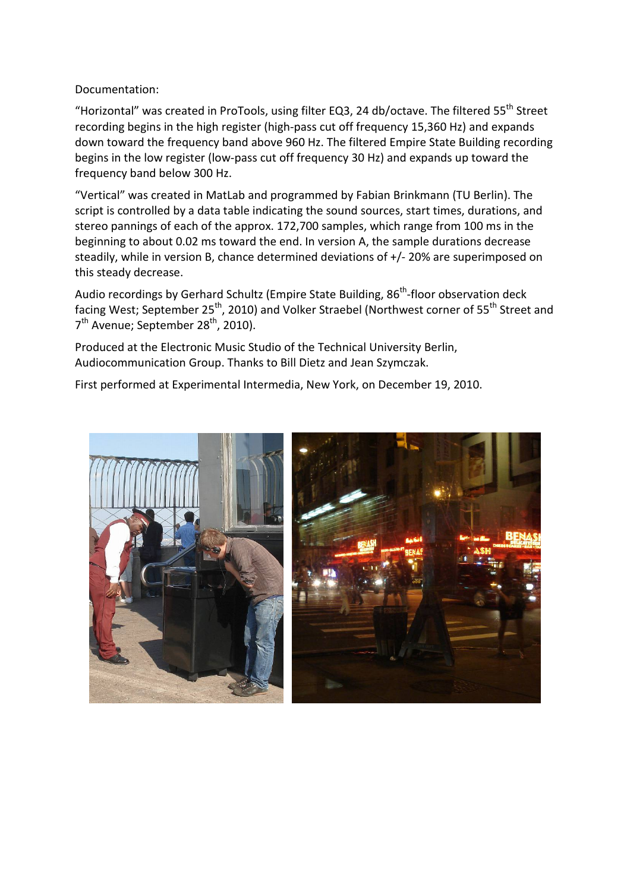Documentation:

"Horizontal" was created in ProTools, using filter EQ3, 24 db/octave. The filtered 55th Street recording begins in the high register (high-pass cut off frequency 15,360 Hz) and expands down toward the frequency band above 960 Hz. The filtered Empire State Building recording begins in the low register (low-pass cut off frequency 30 Hz) and expands up toward the frequency band below 300 Hz.

"Vertical" was created in MatLab and programmed by Fabian Brinkmann (TU Berlin). The script is controlled by a data table indicating the sound sources, start times, durations, and stereo pannings of each of the approx. 172,700 samples, which range from 100 ms in the beginning to about 0.02 ms toward the end. In version A, the sample durations decrease steadily, while in version B, chance determined deviations of +/- 20% are superimposed on this steady decrease.

Audio recordings by Gerhard Schultz (Empire State Building, 86th-floor observation deck facing West; September 25th, 2010) and Volker Straebel (Northwest corner of 55th Street and 7th Avenue; September 28th, 2010).

Produced at the Electronic Music Studio of the Technical University Berlin, Audiocommunication Group. Thanks to Bill Dietz and Jean Szymczak.

First performed at Experimental Intermedia, New York, on December 19, 2010.